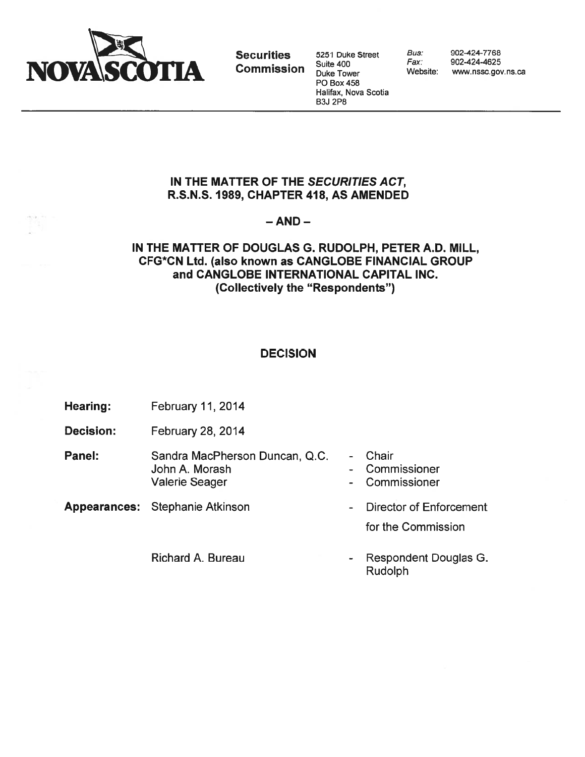**NOVA SCOTIA** **Securities Commission**

5251 Duke Street
Suite 400
Duke Tower
PO Box 458
Halifax, Nova Scotia
B3J 2P8

*Bus:* 902-424-7768
*Fax:* 902-424-4625
Website: www.nssc.gov.ns.ca

---

**IN THE MATTER OF THE *SECURITIES ACT*, R.S.N.S. 1989, CHAPTER 418, AS AMENDED**

**– AND –**

**IN THE MATTER OF DOUGLAS G. RUDOLPH, PETER A.D. MILL, CFG*CN Ltd. (also known as CANGLOBE FINANCIAL GROUP and CANGLOBE INTERNATIONAL CAPITAL INC. (Collectively the "Respondents")**

## DECISION

**Hearing:** February 11, 2014

**Decision:** February 28, 2014

**Panel:**
- Sandra MacPherson Duncan, Q.C. - Chair
- John A. Morash - Commissioner
- Valerie Seager - Commissioner

**Appearances:**
- Stephanie Atkinson - Director of Enforcement for the Commission
- Richard A. Bureau - Respondent Douglas G. Rudolph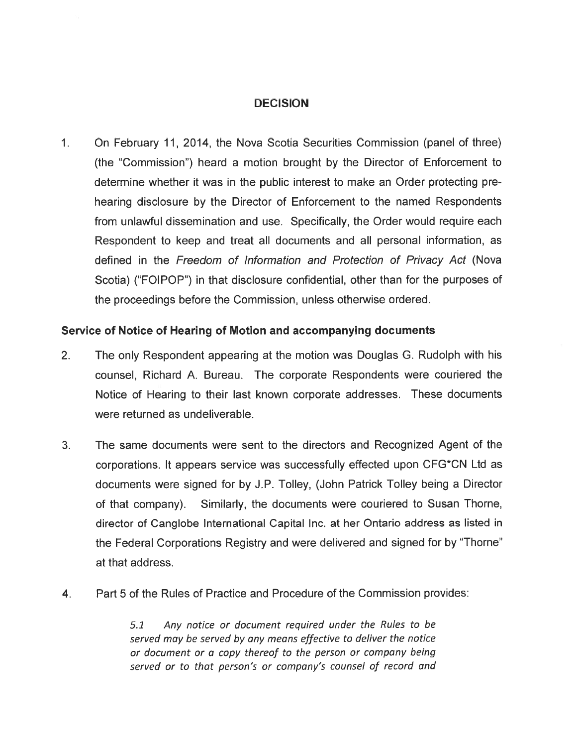## DECISION

1. On February 11, 2014, the Nova Scotia Securities Commission (panel of three) (the "Commission") heard a motion brought by the Director of Enforcement to determine whether it was in the public interest to make an Order protecting pre-hearing disclosure by the Director of Enforcement to the named Respondents from unlawful dissemination and use. Specifically, the Order would require each Respondent to keep and treat all documents and all personal information, as defined in the *Freedom of Information and Protection of Privacy Act* (Nova Scotia) ("FOIPOP") in that disclosure confidential, other than for the purposes of the proceedings before the Commission, unless otherwise ordered.

### Service of Notice of Hearing of Motion and accompanying documents

2. The only Respondent appearing at the motion was Douglas G. Rudolph with his counsel, Richard A. Bureau. The corporate Respondents were couriered the Notice of Hearing to their last known corporate addresses. These documents were returned as undeliverable.

3. The same documents were sent to the directors and Recognized Agent of the corporations. It appears service was successfully effected upon CFG*CN Ltd as documents were signed for by J.P. Tolley, (John Patrick Tolley being a Director of that company). Similarly, the documents were couriered to Susan Thorne, director of Canglobe International Capital Inc. at her Ontario address as listed in the Federal Corporations Registry and were delivered and signed for by "Thorne" at that address.

4. Part 5 of the Rules of Practice and Procedure of the Commission provides:

   > *5.1 Any notice or document required under the Rules to be served may be served by any means effective to deliver the notice or document or a copy thereof to the person or company being served or to that person's or company's counsel of record and*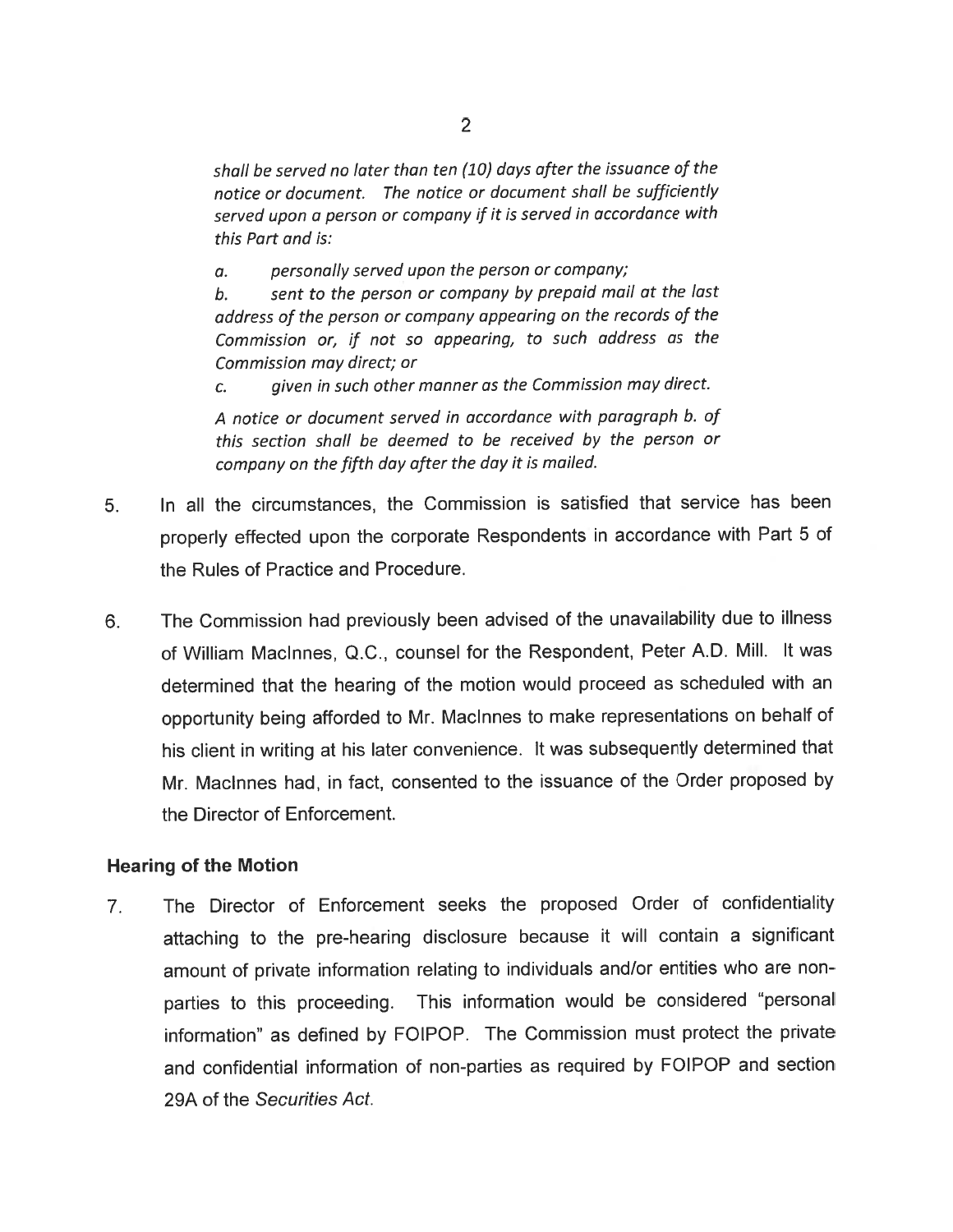*shall be served no later than ten (10) days after the issuance of the notice or document. The notice or document shall be sufficiently served upon a person or company if it is served in accordance with this Part and is:*

*a. personally served upon the person or company;*

*b. sent to the person or company by prepaid mail at the last address of the person or company appearing on the records of the Commission or, if not so appearing, to such address as the Commission may direct; or*

*c. given in such other manner as the Commission may direct.*

*A notice or document served in accordance with paragraph b. of this section shall be deemed to be received by the person or company on the fifth day after the day it is mailed.*

5. In all the circumstances, the Commission is satisfied that service has been properly effected upon the corporate Respondents in accordance with Part 5 of the Rules of Practice and Procedure.

6. The Commission had previously been advised of the unavailability due to illness of William MacInnes, Q.C., counsel for the Respondent, Peter A.D. Mill. It was determined that the hearing of the motion would proceed as scheduled with an opportunity being afforded to Mr. MacInnes to make representations on behalf of his client in writing at his later convenience. It was subsequently determined that Mr. MacInnes had, in fact, consented to the issuance of the Order proposed by the Director of Enforcement.

**Hearing of the Motion**

7. The Director of Enforcement seeks the proposed Order of confidentiality attaching to the pre-hearing disclosure because it will contain a significant amount of private information relating to individuals and/or entities who are non-parties to this proceeding. This information would be considered "personal information" as defined by FOIPOP. The Commission must protect the private and confidential information of non-parties as required by FOIPOP and section 29A of the *Securities Act*.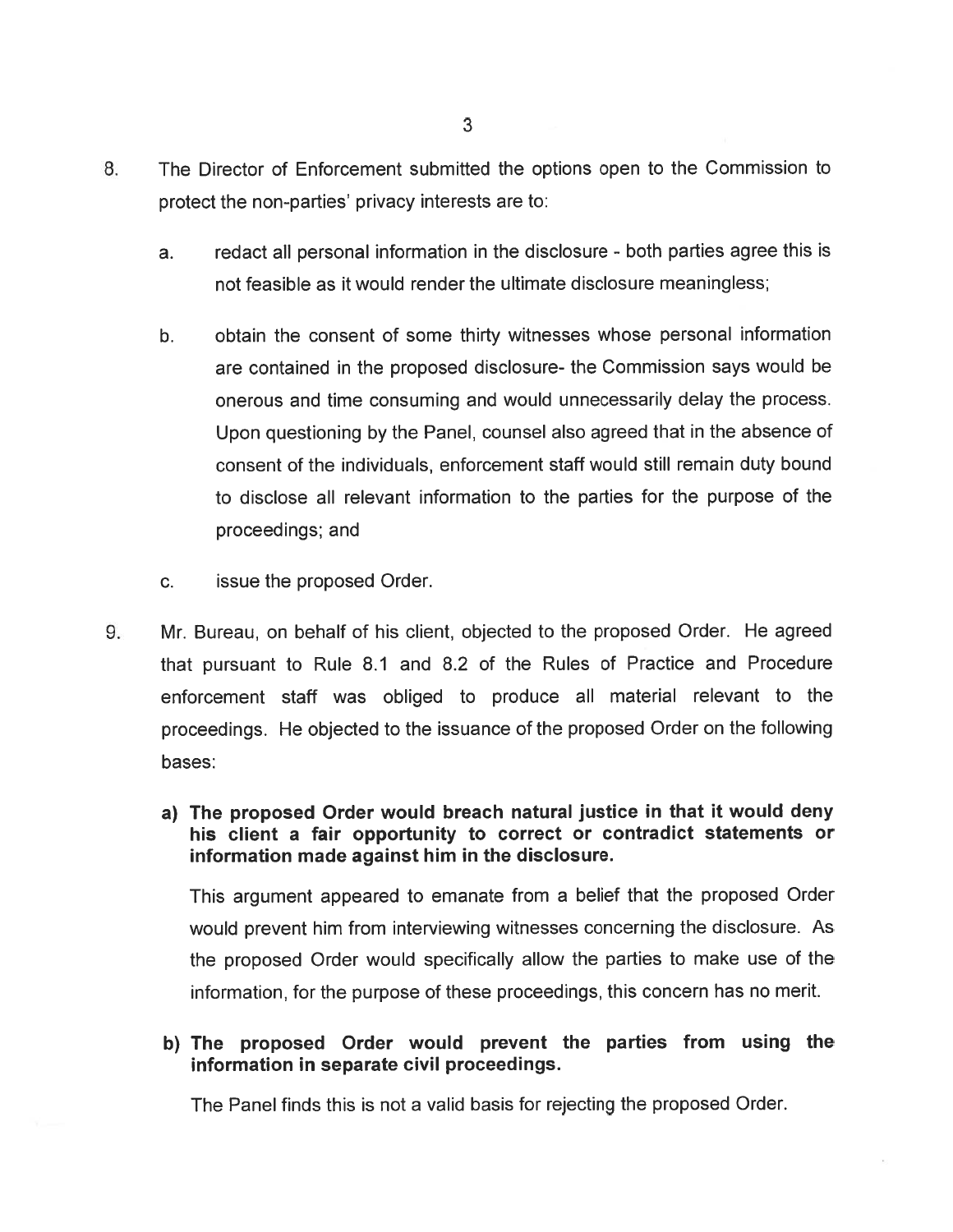8. The Director of Enforcement submitted the options open to the Commission to protect the non-parties' privacy interests are to:

   a. redact all personal information in the disclosure - both parties agree this is not feasible as it would render the ultimate disclosure meaningless;

   b. obtain the consent of some thirty witnesses whose personal information are contained in the proposed disclosure- the Commission says would be onerous and time consuming and would unnecessarily delay the process. Upon questioning by the Panel, counsel also agreed that in the absence of consent of the individuals, enforcement staff would still remain duty bound to disclose all relevant information to the parties for the purpose of the proceedings; and

   c. issue the proposed Order.

9. Mr. Bureau, on behalf of his client, objected to the proposed Order. He agreed that pursuant to Rule 8.1 and 8.2 of the Rules of Practice and Procedure enforcement staff was obliged to produce all material relevant to the proceedings. He objected to the issuance of the proposed Order on the following bases:

   **a) The proposed Order would breach natural justice in that it would deny his client a fair opportunity to correct or contradict statements or information made against him in the disclosure.**

   This argument appeared to emanate from a belief that the proposed Order would prevent him from interviewing witnesses concerning the disclosure. As the proposed Order would specifically allow the parties to make use of the information, for the purpose of these proceedings, this concern has no merit.

   **b) The proposed Order would prevent the parties from using the information in separate civil proceedings.**

   The Panel finds this is not a valid basis for rejecting the proposed Order.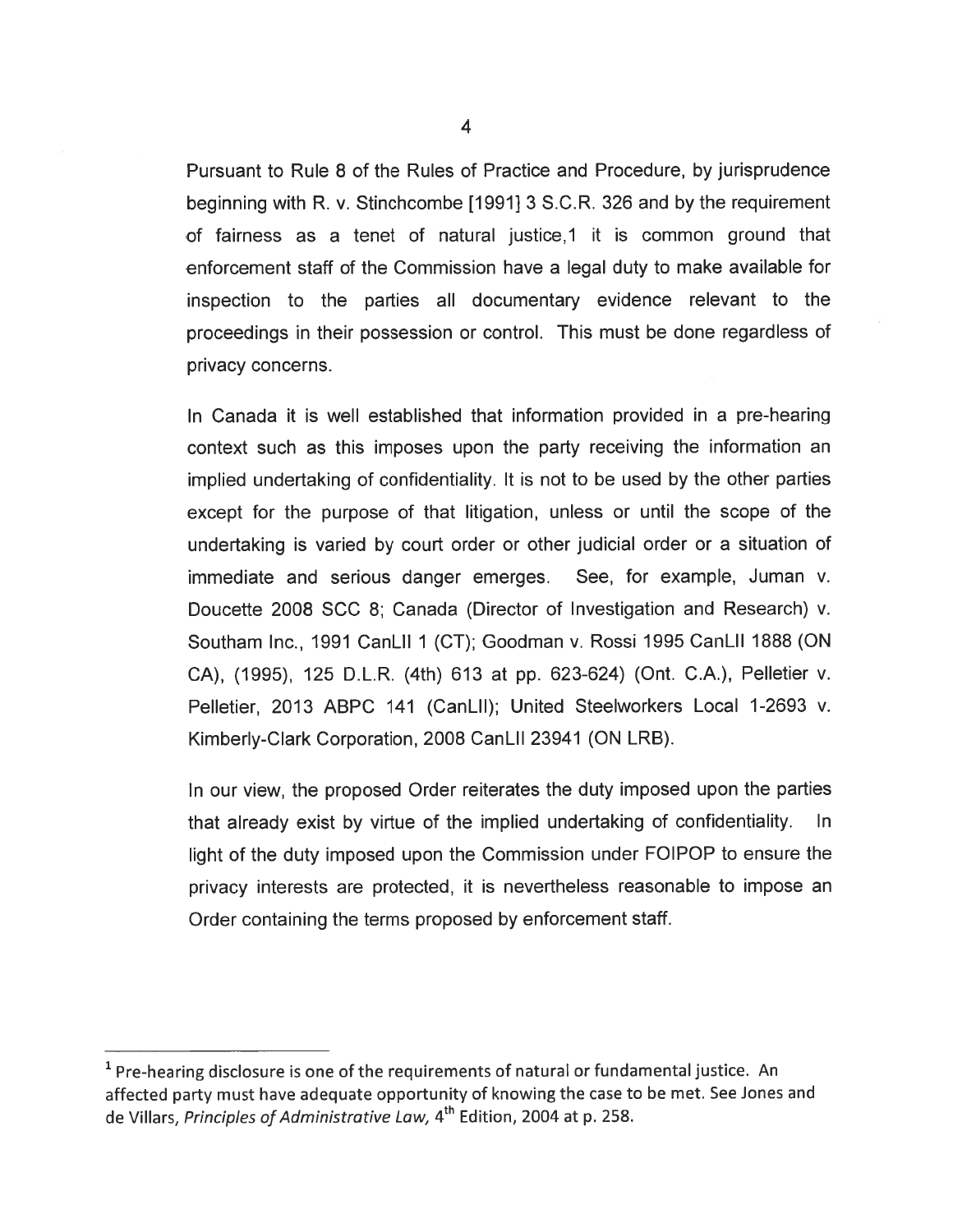Pursuant to Rule 8 of the Rules of Practice and Procedure, by jurisprudence beginning with R. v. Stinchcombe [1991] 3 S.C.R. 326 and by the requirement of fairness as a tenet of natural justice,[1] it is common ground that enforcement staff of the Commission have a legal duty to make available for inspection to the parties all documentary evidence relevant to the proceedings in their possession or control. This must be done regardless of privacy concerns.

In Canada it is well established that information provided in a pre-hearing context such as this imposes upon the party receiving the information an implied undertaking of confidentiality. It is not to be used by the other parties except for the purpose of that litigation, unless or until the scope of the undertaking is varied by court order or other judicial order or a situation of immediate and serious danger emerges. See, for example, Juman v. Doucette 2008 SCC 8; Canada (Director of Investigation and Research) v. Southam Inc., 1991 CanLII 1 (CT); Goodman v. Rossi 1995 CanLII 1888 (ON CA), (1995), 125 D.L.R. (4th) 613 at pp. 623-624) (Ont. C.A.), Pelletier v. Pelletier, 2013 ABPC 141 (CanLII); United Steelworkers Local 1-2693 v. Kimberly-Clark Corporation, 2008 CanLII 23941 (ON LRB).

In our view, the proposed Order reiterates the duty imposed upon the parties that already exist by virtue of the implied undertaking of confidentiality. In light of the duty imposed upon the Commission under FOIPOP to ensure the privacy interests are protected, it is nevertheless reasonable to impose an Order containing the terms proposed by enforcement staff.

---

[1] Pre-hearing disclosure is one of the requirements of natural or fundamental justice. An affected party must have adequate opportunity of knowing the case to be met. See Jones and de Villars, *Principles of Administrative Law*, 4th Edition, 2004 at p. 258.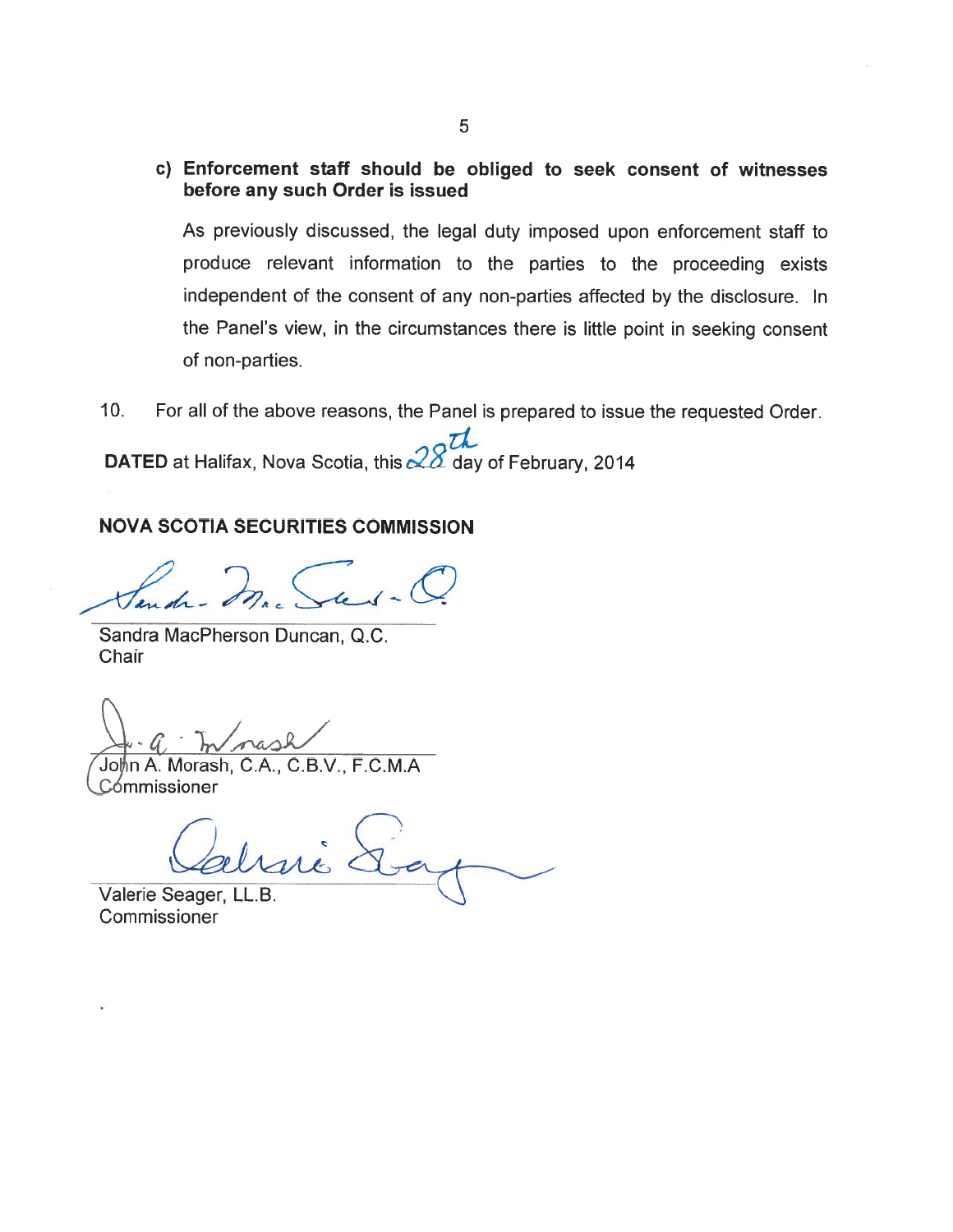**c) Enforcement staff should be obliged to seek consent of witnesses before any such Order is issued**

As previously discussed, the legal duty imposed upon enforcement staff to produce relevant information to the parties to the proceeding exists independent of the consent of any non-parties affected by the disclosure. In the Panel's view, in the circumstances there is little point in seeking consent of non-parties.

10. For all of the above reasons, the Panel is prepared to issue the requested Order.

**DATED** at Halifax, Nova Scotia, this 28th day of February, 2014

**NOVA SCOTIA SECURITIES COMMISSION**

Sandra MacPherson Duncan, Q.C.
Chair

John A. Morash, C.A., C.B.V., F.C.M.A
Commissioner

Valerie Seager, LL.B.
Commissioner